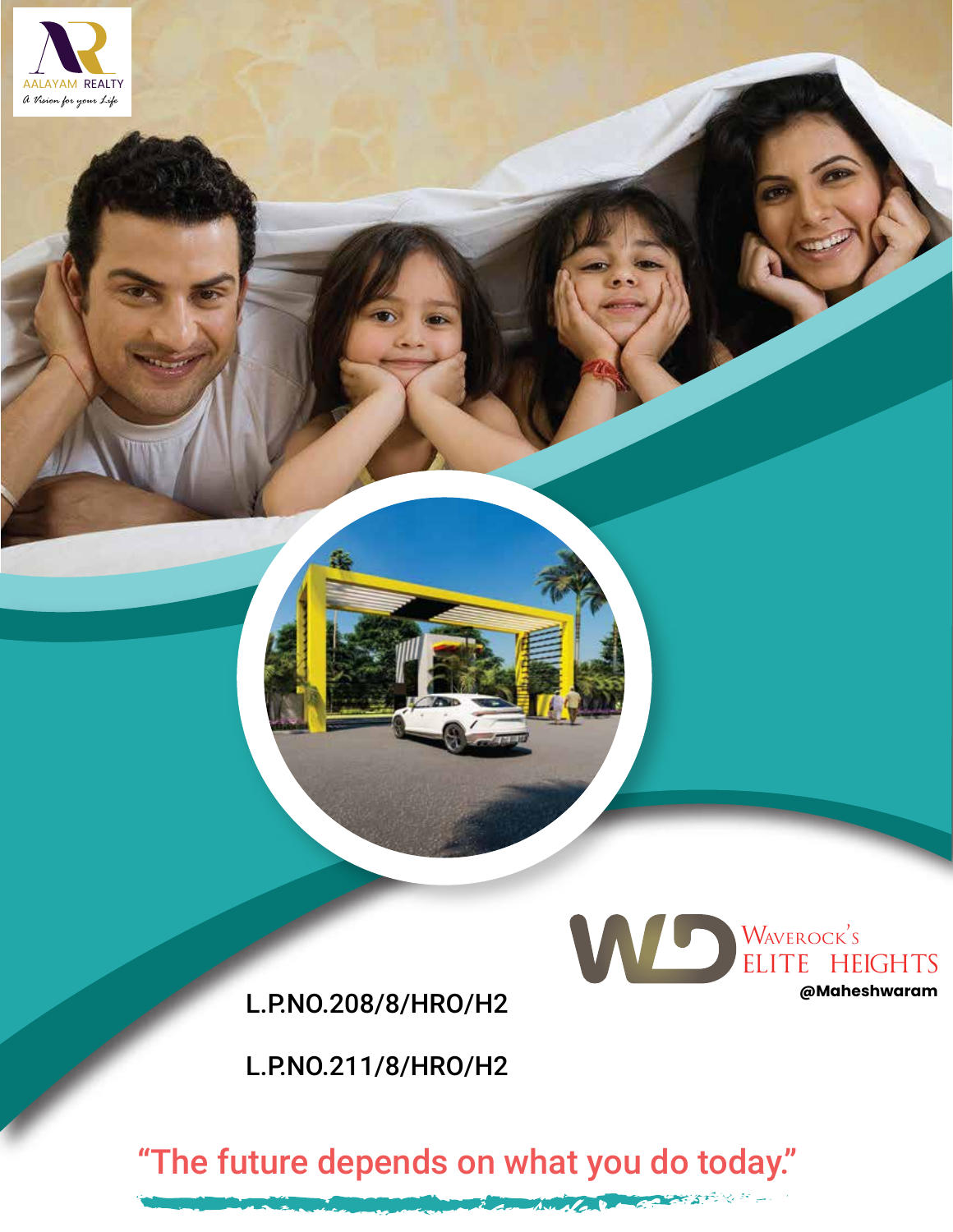AALAYAM REALTY

*A Vision for your Life*

WAVEROCK'S ELITE HEIGHTS

@Maheshwaram

L.P.NO.208/8/HRO/H2

L.P.NO.211/8/HRO/H2

"The future depends on what you do today."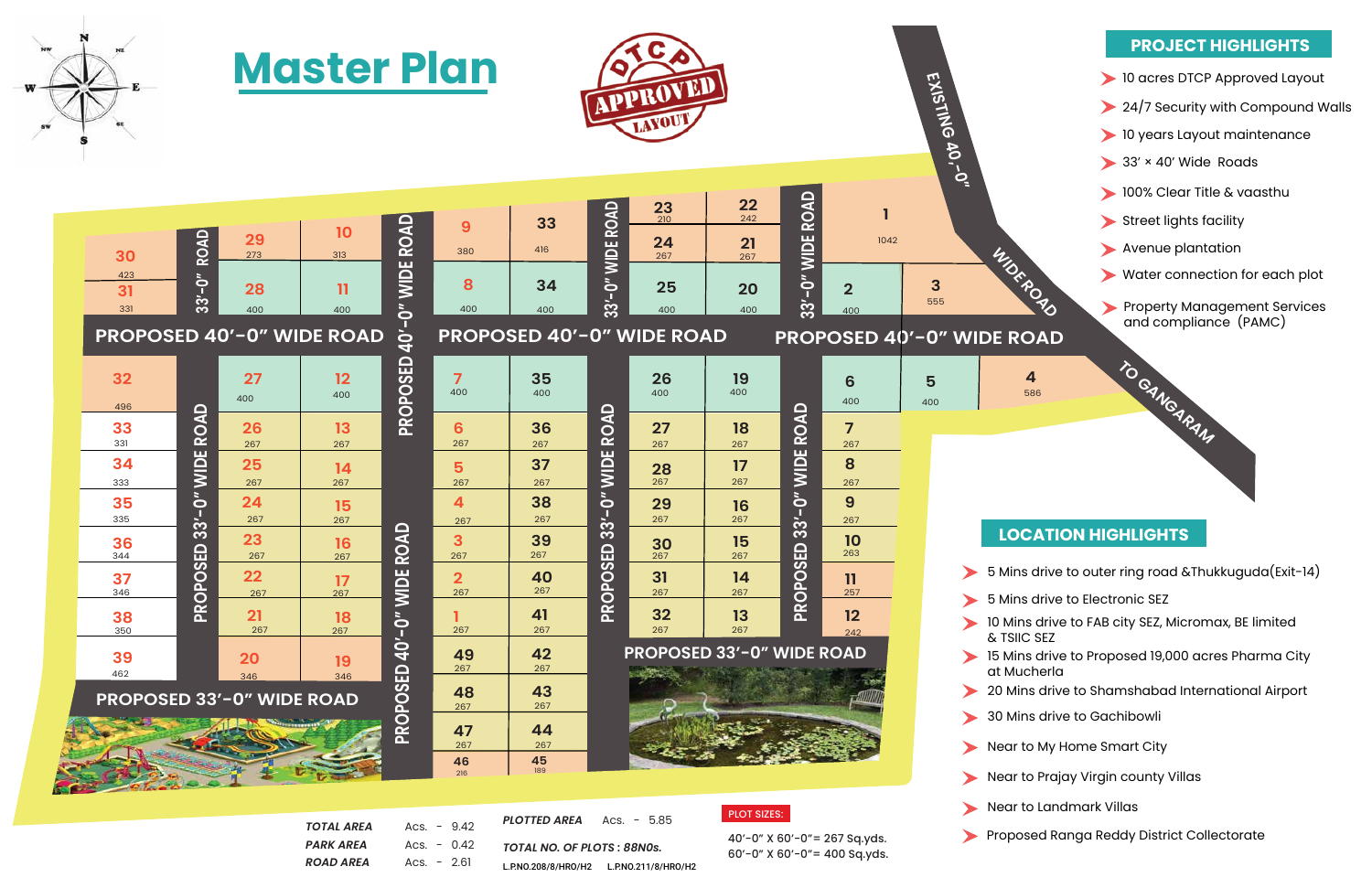# Master Plan

DTCP APPROVED LAYOUT

## PROJECT HIGHLIGHTS

- 10 acres DTCP Approved Layout
- 24/7 Security with Compound Walls
- 10 years Layout maintenance
- 33' × 40' Wide Roads
- 100% Clear Title & vaasthu
- Street lights facility
- Avenue plantation
- Water connection for each plot
- Property Management Services and compliance (PAMC)

## LOCATION HIGHLIGHTS

- 5 Mins drive to outer ring road &Thukkuguda(Exit-14)
- 5 Mins drive to Electronic SEZ
- 10 Mins drive to FAB city SEZ, Micromax, BE limited & TSIIC SEZ
- 15 Mins drive to Proposed 19,000 acres Pharma City at Mucherla
- 20 Mins drive to Shamshabad International Airport
- 30 Mins drive to Gachibowli
- Near to My Home Smart City
- Near to Prajay Virgin county Villas
- Near to Landmark Villas
- Proposed Ranga Reddy District Collectorate

EXISTING 40'-0" WIDE ROAD TO GANGARAM

PROPOSED 40'-0" WIDE ROAD

PROPOSED 33'-0" WIDE ROAD

| | | |
|---|---|---|
| TOTAL AREA | Acs. - | 9.42 |
| PARK AREA | Acs. - | 0.42 |
| ROAD AREA | Acs. - | 2.61 |

PLOTTED AREA Acs. - 5.85

TOTAL NO. OF PLOTS : 88NOs.

L.P.NO.208/8/HRO/H2 L.P.NO.211/8/HRO/H2

PLOT SIZES:

40'-0" X 60'-0"= 267 Sq.yds.

60'-0" X 60'-0"= 400 Sq.yds.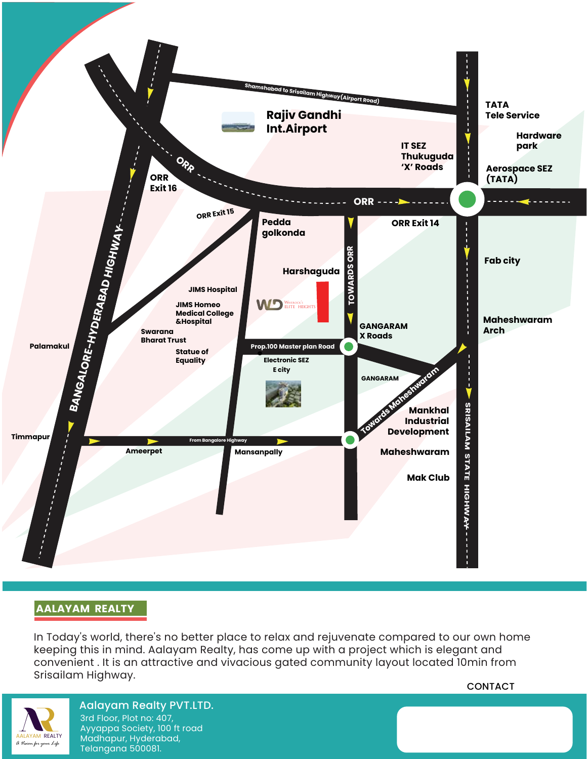Shamshabad to Srisailam Highway(Airport Road)

Rajiv Gandhi Int.Airport

TATA Tele Service

Hardware park

IT SEZ Thukuguda 'X' Roads

Aerospace SEZ (TATA)

ORR

ORR Exit 16

ORR Exit 15

ORR Exit 14

Pedda golkonda

Fab city

Harshaguda

TOWARDS ORR

JIMS Hospital

JIMS Homeo Medical College &Hospital

WAVEROCK'S ELITE HEIGHTS

Swarana Bharat Trust

Statue of Equality

GANGARAM X Roads

Maheshwaram Arch

Palamakul

Prop.100 Master plan Road

Electronic SEZ E city

GANGARAM

BANGALORE-HYDERABAD HIGHWAY

Towards Maheshwaram

Mankhal Industrial Development

Timmapur

From Bangalore Highway

Ameerpet

Mansanpally

Maheshwaram

Mak Club

SRISAILAM STATE HIGHWAY

## AALAYAM REALTY

In Today's world, there's no better place to relax and rejuvenate compared to our own home keeping this in mind. Aalayam Realty, has come up with a project which is elegant and convenient . It is an attractive and vivacious gated community layout located 10min from Srisailam Highway.

CONTACT

AALAYAM REALTY
A Vision for your Life

**Aalayam Realty PVT.LTD.**
3rd Floor, Plot no: 407,
Ayyappa Society, 100 ft road
Madhapur, Hyderabad,
Telangana 500081.